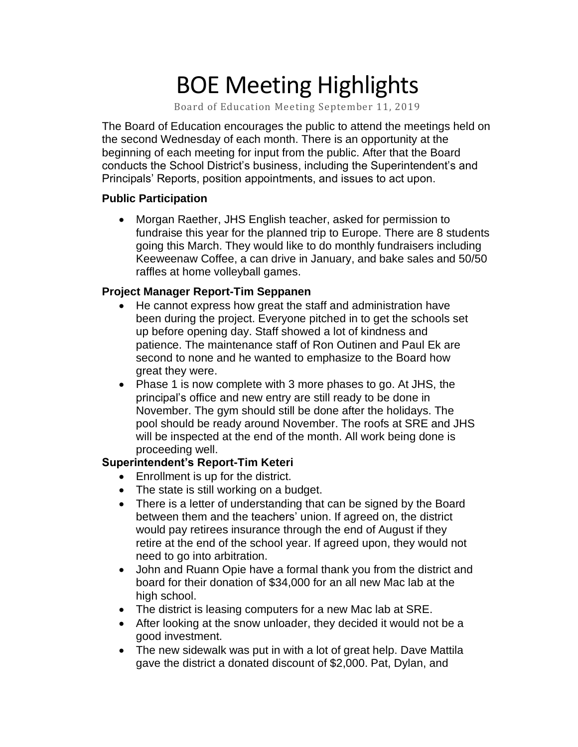# BOE Meeting Highlights

Board of Education Meeting September 11, 2019

The Board of Education encourages the public to attend the meetings held on the second Wednesday of each month. There is an opportunity at the beginning of each meeting for input from the public. After that the Board conducts the School District's business, including the Superintendent's and Principals' Reports, position appointments, and issues to act upon.

**Public Participation**

- Morgan Raether, JHS English teacher, asked for permission to fundraise this year for the planned trip to Europe. There are 8 students going this March. They would like to do monthly fundraisers including Keeweenaw Coffee, a can drive in January, and bake sales and 50/50 raffles at home volleyball games.

**Project Manager Report-Tim Seppanen**

- He cannot express how great the staff and administration have been during the project. Everyone pitched in to get the schools set up before opening day. Staff showed a lot of kindness and patience. The maintenance staff of Ron Outinen and Paul Ek are second to none and he wanted to emphasize to the Board how great they were.
- Phase 1 is now complete with 3 more phases to go. At JHS, the principal's office and new entry are still ready to be done in November. The gym should still be done after the holidays. The pool should be ready around November. The roofs at SRE and JHS will be inspected at the end of the month. All work being done is proceeding well.

**Superintendent's Report-Tim Keteri**

- Enrollment is up for the district.
- The state is still working on a budget.
- There is a letter of understanding that can be signed by the Board between them and the teachers' union. If agreed on, the district would pay retirees insurance through the end of August if they retire at the end of the school year. If agreed upon, they would not need to go into arbitration.
- John and Ruann Opie have a formal thank you from the district and board for their donation of $34,000 for an all new Mac lab at the high school.
- The district is leasing computers for a new Mac lab at SRE.
- After looking at the snow unloader, they decided it would not be a good investment.
- The new sidewalk was put in with a lot of great help. Dave Mattila gave the district a donated discount of $2,000. Pat, Dylan, and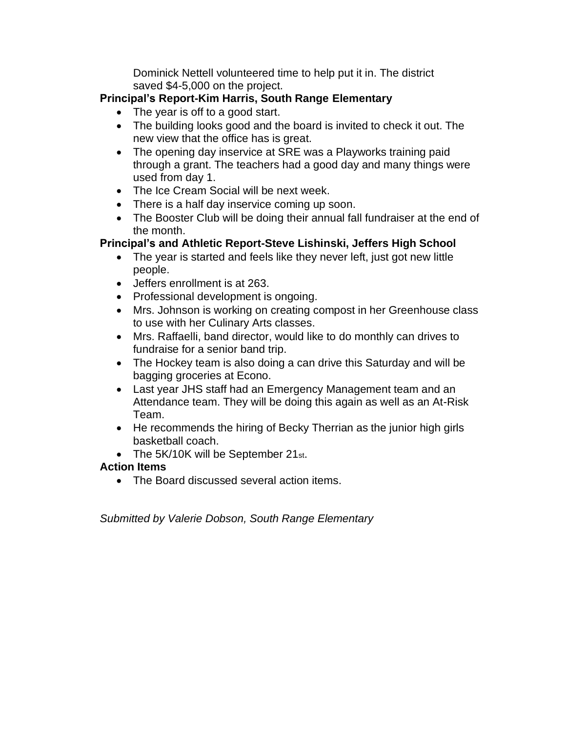Dominick Nettell volunteered time to help put it in. The district saved $4-5,000 on the project.

**Principal's Report-Kim Harris, South Range Elementary**

- The year is off to a good start.
- The building looks good and the board is invited to check it out. The new view that the office has is great.
- The opening day inservice at SRE was a Playworks training paid through a grant. The teachers had a good day and many things were used from day 1.
- The Ice Cream Social will be next week.
- There is a half day inservice coming up soon.
- The Booster Club will be doing their annual fall fundraiser at the end of the month.

**Principal's and Athletic Report-Steve Lishinski, Jeffers High School**

- The year is started and feels like they never left, just got new little people.
- Jeffers enrollment is at 263.
- Professional development is ongoing.
- Mrs. Johnson is working on creating compost in her Greenhouse class to use with her Culinary Arts classes.
- Mrs. Raffaelli, band director, would like to do monthly can drives to fundraise for a senior band trip.
- The Hockey team is also doing a can drive this Saturday and will be bagging groceries at Econo.
- Last year JHS staff had an Emergency Management team and an Attendance team. They will be doing this again as well as an At-Risk Team.
- He recommends the hiring of Becky Therrian as the junior high girls basketball coach.
- The 5K/10K will be September 21st.

**Action Items**

- The Board discussed several action items.

*Submitted by Valerie Dobson, South Range Elementary*